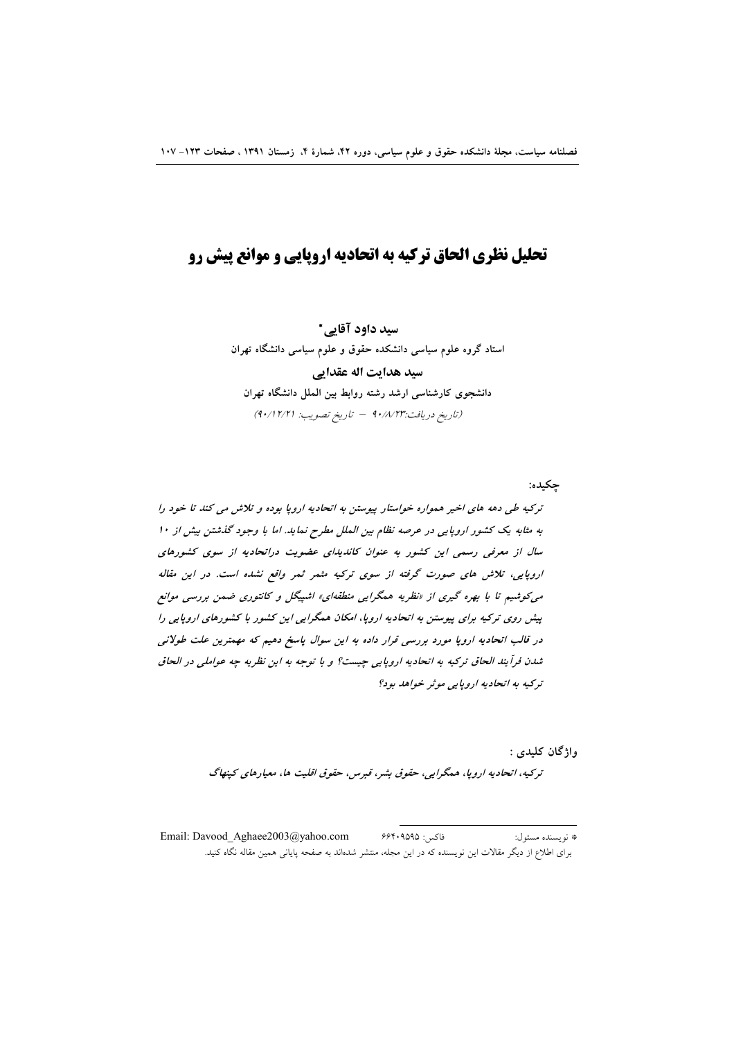# تحلیل نظری الحاق ترکیه به اتحادیه اروپایی و موانع پیش رو

**سید داود آقایی***

**استاد گروه علوم سیاسی دانشکده حقوق و علوم سیاسی دانشگاه تهران**

**سید هدایت اله عقدایی**

**دانشجوی کارشناسی ارشد رشته روابط بین الملل دانشگاه تهران**

*(تاریخ دریافت:۹۰/۸/۲۳ – تاریخ تصویب: ۹۰/۱۲/۲۱)*

**چکیده:**

*ترکیه طی دهه های اخیر همواره خواستار پیوستن به اتحادیه اروپا بوده و تلاش می کند تا خود را به مثابه یک کشور اروپایی در عرصه نظام بین الملل مطرح نماید. اما با وجود گذشتن بیش از ۱۰ سال از معرفی رسمی این کشور به عنوان کاندیدای عضویت دراتحادیه از سوی کشورهای اروپایی، تلاش های صورت گرفته از سوی ترکیه مثمر ثمر واقع نشده است. در این مقاله می‌کوشیم تا با بهره گیری از «نظریه همگرایی منطقه‌ای» اشپیگل و کانتوری ضمن بررسی موانع پیش روی ترکیه برای پیوستن به اتحادیه اروپا، امکان همگرایی این کشور با کشورهای اروپایی را در قالب اتحادیه اروپا مورد بررسی قرار داده به این سوال پاسخ دهیم که مهمترین علت طولانی شدن فرآیند الحاق ترکیه به اتحادیه اروپایی چیست؟ و با توجه به این نظریه چه عواملی در الحاق ترکیه به اتحادیه اروپایی موثر خواهد بود؟*

**واژگان کلیدی :**

*ترکیه، اتحادیه اروپا، همگرایی، حقوق بشر، قبرس، حقوق اقلیت ها، معیارهای کپنهاگ*

---

* نویسنده مسئول: فاکس: ۶۶۴۰۹۵۹۵ Email: Davood_Aghaee2003@yahoo.com

برای اطلاع از دیگر مقالات این نویسنده که در این مجله، منتشر شده‌اند به صفحه پایانی همین مقاله نگاه کنید.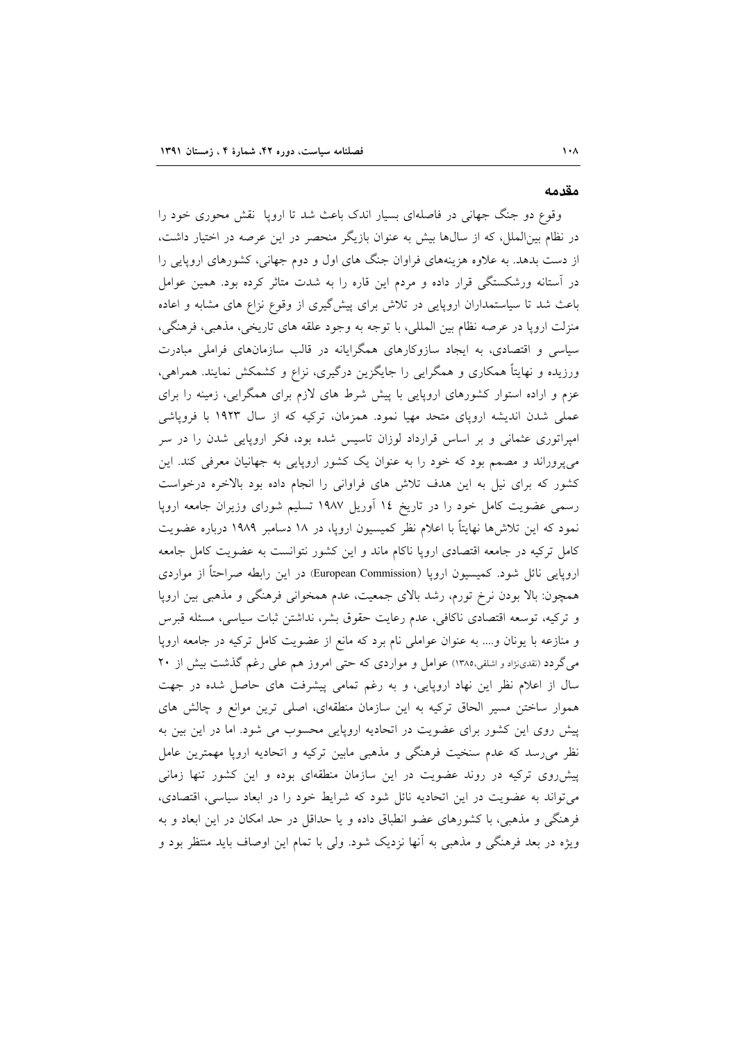## مقدمه

وقوع دو جنگ جهانی در فاصله‌ای بسیار اندک باعث شد تا اروپا نقش محوری خود را در نظام بین‌الملل، که از سال‌ها بیش به عنوان بازیگر منحصر در این عرصه در اختیار داشت، از دست بدهد. به علاوه هزینه‌های فراوان جنگ های اول و دوم جهانی، کشورهای اروپایی را در آستانه ورشکستگی قرار داده و مردم این قاره را به شدت متاثر کرده بود. همین عوامل باعث شد تا سیاستمداران اروپایی در تلاش برای پیش‌گیری از وقوع نزاع های مشابه و اعاده منزلت اروپا در عرصه نظام بین المللی، با توجه به وجود علقه های تاریخی، مذهبی، فرهنگی، سیاسی و اقتصادی، به ایجاد سازوکارهای همگرایانه در قالب سازمان‌های فراملی مبادرت ورزیده و نهایتاً همکاری و همگرایی را جایگزین درگیری، نزاع و کشمکش نمایند. همراهی، عزم و اراده استوار کشورهای اروپایی با پیش شرط های لازم برای همگرایی، زمینه را برای عملی شدن اندیشه اروپای متحد مهیا نمود. همزمان، ترکیه که از سال ۱۹۲۳ با فروپاشی امپراتوری عثمانی و بر اساس قرارداد لوزان تاسیس شده بود، فکر اروپایی شدن را در سر می‌پروراند و مصمم بود که خود را به عنوان یک کشور اروپایی به جهانیان معرفی کند. این کشور که برای نیل به این هدف تلاش های فراوانی را انجام داده بود بالاخره درخواست رسمی عضویت کامل خود را در تاریخ ١٤ آوریل ١٩٨٧ تسلیم شورای وزیران جامعه اروپا نمود که این تلاش‌ها نهایتاً با اعلام نظر کمیسیون اروپا، در ١٨ دسامبر ١٩٨٩ درباره عضویت کامل ترکیه در جامعه اقتصادی اروپا ناکام ماند و این کشور نتوانست به عضویت کامل جامعه اروپایی نائل شود. کمیسیون اروپا (European Commission) در این رابطه صراحتاً از مواردی همچون: بالا بودن نرخ تورم، رشد بالای جمعیت، عدم همخوانی فرهنگی و مذهبی بین اروپا و ترکیه، توسعه اقتصادی ناکافی، عدم رعایت حقوق بشر، نداشتن ثبات سیاسی، مسئله قبرس و منازعه با یونان و.... به عنوان عواملی نام برد که مانع از عضویت کامل ترکیه در جامعه اروپا می‌گردد (نقدی‌نژاد و اشلقی،١٣٨٥) عوامل و مواردی که حتی امروز هم علی رغم گذشت بیش از ٢٠ سال از اعلام نظر این نهاد اروپایی، و به رغم تمامی پیشرفت های حاصل شده در جهت هموار ساختن مسیر الحاق ترکیه به این سازمان منطقه‌ای، اصلی ترین موانع و چالش های پیش روی این کشور برای عضویت در اتحادیه اروپایی محسوب می شود. اما در این بین به نظر می‌رسد که عدم سنخیت فرهنگی و مذهبی مابین ترکیه و اتحادیه اروپا مهمترین عامل پیش‌روی ترکیه در روند عضویت در این سازمان منطقه‌ای بوده و این کشور تنها زمانی می‌تواند به عضویت در این اتحادیه نائل شود که شرایط خود را در ابعاد سیاسی، اقتصادی، فرهنگی و مذهبی، با کشورهای عضو انطباق داده و یا حداقل در حد امکان در این ابعاد و به ویژه در بعد فرهنگی و مذهبی به آنها نزدیک شود. ولی با تمام این اوصاف باید منتظر بود و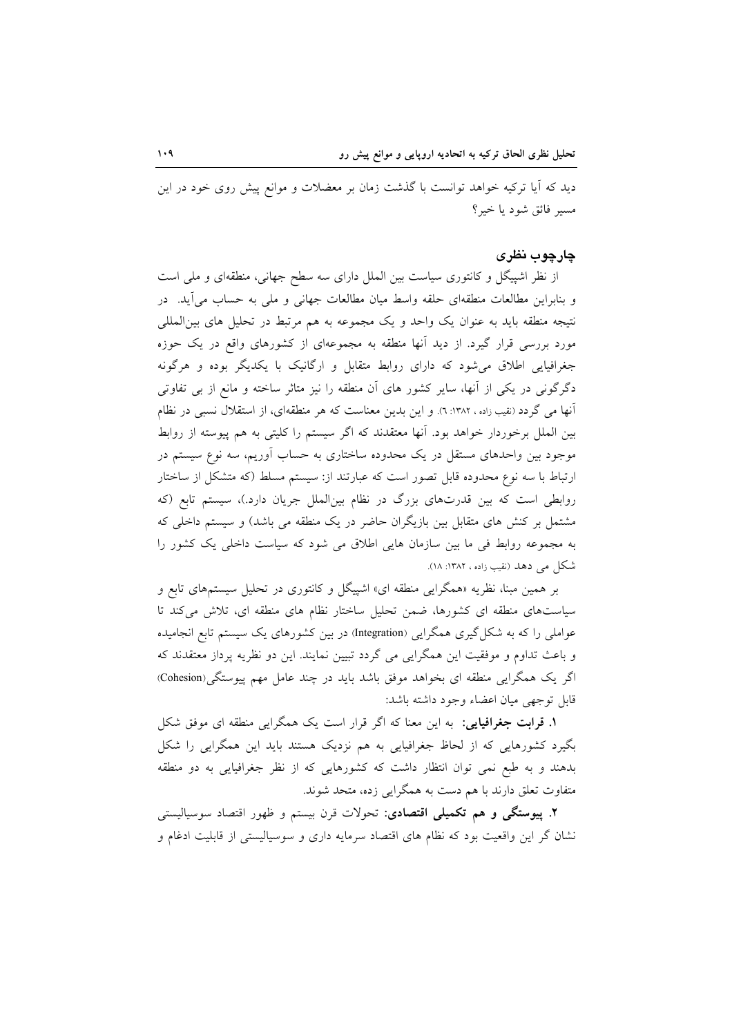دید که آیا ترکیه خواهد توانست با گذشت زمان بر معضلات و موانع پیش روی خود در این مسیر فائق شود یا خیر؟

## چارچوب نظری

از نظر اشپیگل و کانتوری سیاست بین الملل دارای سه سطح جهانی، منطقه‌ای و ملی است و بنابراین مطالعات منطقه‌ای حلقه واسط میان مطالعات جهانی و ملی به حساب می‌آید. در نتیجه منطقه باید به عنوان یک واحد و یک مجموعه به هم مرتبط در تحلیل های بین‌المللی مورد بررسی قرار گیرد. از دید آنها منطقه به مجموعه‌ای از کشورهای واقع در یک حوزه جغرافیایی اطلاق می‌شود که دارای روابط متقابل و ارگانیک با یکدیگر بوده و هرگونه دگرگونی در یکی از آنها، سایر کشور های آن منطقه را نیز متاثر ساخته و مانع از بی تفاوتی آنها می گردد (نقیب زاده ، ۱۳۸۲: ٦). و این بدین معناست که هر منطقه‌ای، از استقلال نسبی در نظام بین الملل برخوردار خواهد بود. آنها معتقدند که اگر سیستم را کلیتی به هم پیوسته از روابط موجود بین واحدهای مستقل در یک محدوده ساختاری به حساب آوریم، سه نوع سیستم در ارتباط با سه نوع محدوده قابل تصور است که عبارتند از: سیستم مسلط (که متشکل از ساختار روابطی است که بین قدرت‌های بزرگ در نظام بین‌الملل جریان دارد.)، سیستم تابع (که مشتمل بر کنش های متقابل بین بازیگران حاضر در یک منطقه می باشد) و سیستم داخلی که به مجموعه روابط فی ما بین سازمان هایی اطلاق می شود که سیاست داخلی یک کشور را شکل می دهد (نقیب زاده ، ۱۳۸۲: ۱۸).

بر همین مبنا، نظریه «همگرایی منطقه ای» اشپیگل و کانتوری در تحلیل سیستم‌های تابع و سیاست‌های منطقه ای کشورها، ضمن تحلیل ساختار نظام های منطقه ای، تلاش می‌کند تا عواملی را که به شکل‌گیری همگرایی (Integration) در بین کشورهای یک سیستم تابع انجامیده و باعث تداوم و موفقیت این همگرایی می گردد تبیین نمایند. این دو نظریه پرداز معتقدند که اگر یک همگرایی منطقه ای بخواهد موفق باشد باید در چند عامل مهم پیوستگی(Cohesion) قابل توجهی میان اعضاء وجود داشته باشد:

**۱. قرابت جغرافیایی:** به این معنا که اگر قرار است یک همگرایی منطقه ای موفق شکل بگیرد کشورهایی که از لحاظ جغرافیایی به هم نزدیک هستند باید این همگرایی را شکل بدهند و به طبع نمی توان انتظار داشت که کشورهایی که از نظر جغرافیایی به دو منطقه متفاوت تعلق دارند با هم دست به همگرایی زده، متحد شوند.

**۲. پیوستگی و هم تکمیلی اقتصادی:** تحولات قرن بیستم و ظهور اقتصاد سوسیالیستی نشان گر این واقعیت بود که نظام های اقتصاد سرمایه داری و سوسیالیستی از قابلیت ادغام و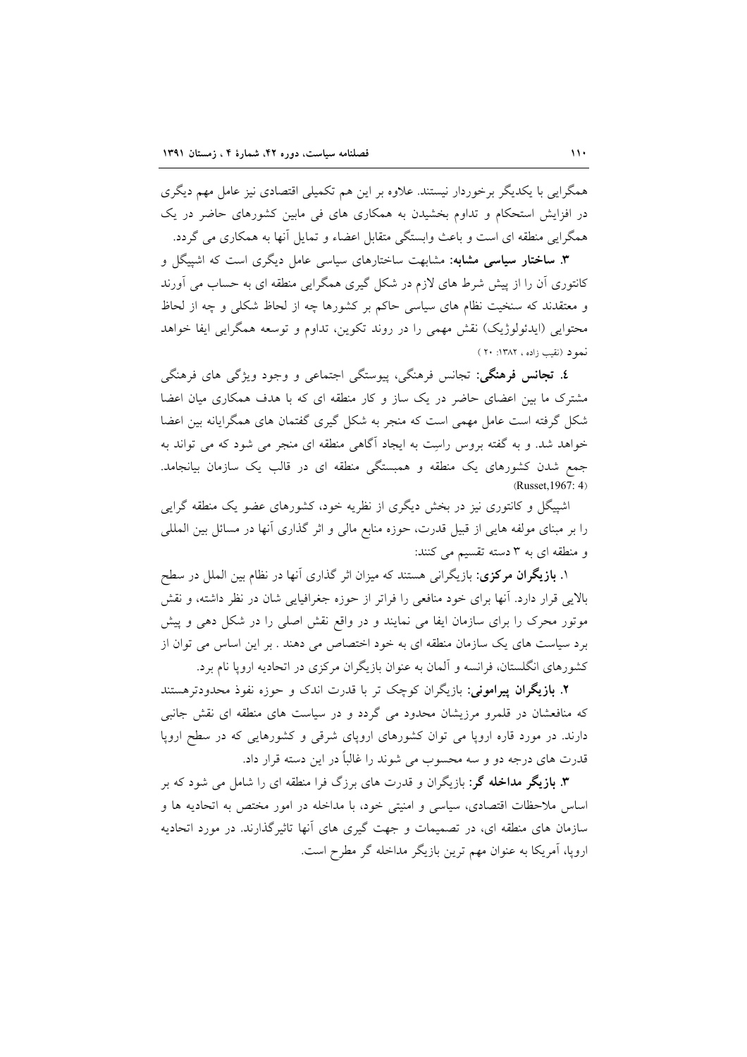همگرایی با یکدیگر برخوردار نیستند. علاوه بر این هم تکمیلی اقتصادی نیز عامل مهم دیگری در افزایش استحکام و تداوم بخشیدن به همکاری های فی مابین کشورهای حاضر در یک همگرایی منطقه ای است و باعث وابستگی متقابل اعضاء و تمایل آنها به همکاری می گردد.

**۳. ساختار سیاسی مشابه:** مشابهت ساختارهای سیاسی عامل دیگری است که اشپیگل و کانتوری آن را از پیش شرط های لازم در شکل گیری همگرایی منطقه ای به حساب می آورند و معتقدند که سنخیت نظام های سیاسی حاکم بر کشورها چه از لحاظ شکلی و چه از لحاظ محتوایی (ایدئولوژیک) نقش مهمی را در روند تکوین، تداوم و توسعه همگرایی ایفا خواهد نمود (نقیب زاده ، ۱۳۸۲: ۲۰ )

**٤. تجانس فرهنگی:** تجانس فرهنگی، پیوستگی اجتماعی و وجود ویژگی های فرهنگی مشترک ما بین اعضای حاضر در یک ساز و کار منطقه ای که با هدف همکاری میان اعضا شکل گرفته است عامل مهمی است که منجر به شکل گیری گفتمان های همگرایانه بین اعضا خواهد شد. و به گفته بروس راست به ایجاد آگاهی منطقه ای منجر می شود که می تواند به جمع شدن کشورهای یک منطقه و همبستگی منطقه ای در قالب یک سازمان بیانجامد. (Russet,1967: 4)

اشپیگل و کانتوری نیز در بخش دیگری از نظریه خود، کشورهای عضو یک منطقه گرایی را بر مبنای مولفه هایی از قبیل قدرت، حوزه منابع مالی و اثر گذاری آنها در مسائل بین المللی و منطقه ای به ۳ دسته تقسیم می کنند:

**۱. بازیگران مرکزی:** بازیگرانی هستند که میزان اثر گذاری آنها در نظام بین الملل در سطح بالایی قرار دارد. آنها برای خود منافعی را فراتر از حوزه جغرافیایی شان در نظر داشته، و نقش موتور محرک را برای سازمان ایفا می نمایند و در واقع نقش اصلی را در شکل دهی و پیش برد سیاست های یک سازمان منطقه ای به خود اختصاص می دهند . بر این اساس می توان از کشورهای انگلستان، فرانسه و آلمان به عنوان بازیگران مرکزی در اتحادیه اروپا نام برد.

**۲. بازیگران پیرامونی:** بازیگران کوچک تر با قدرت اندک و حوزه نفوذ محدودترهستند که منافعشان در قلمرو مرزیشان محدود می گردد و در سیاست های منطقه ای نقش جانبی دارند. در مورد قاره اروپا می توان کشورهای اروپای شرقی و کشورهایی که در سطح اروپا قدرت های درجه دو و سه محسوب می شوند را غالباً در این دسته قرار داد.

**۳. بازیگر مداخله گر:** بازیگران و قدرت های برزگ فرا منطقه ای را شامل می شود که بر اساس ملاحظات اقتصادی، سیاسی و امنیتی خود، با مداخله در امور مختص به اتحادیه ها و سازمان های منطقه ای، در تصمیمات و جهت گیری های آنها تاثیرگذارند. در مورد اتحادیه اروپا، آمریکا به عنوان مهم ترین بازیگر مداخله گر مطرح است.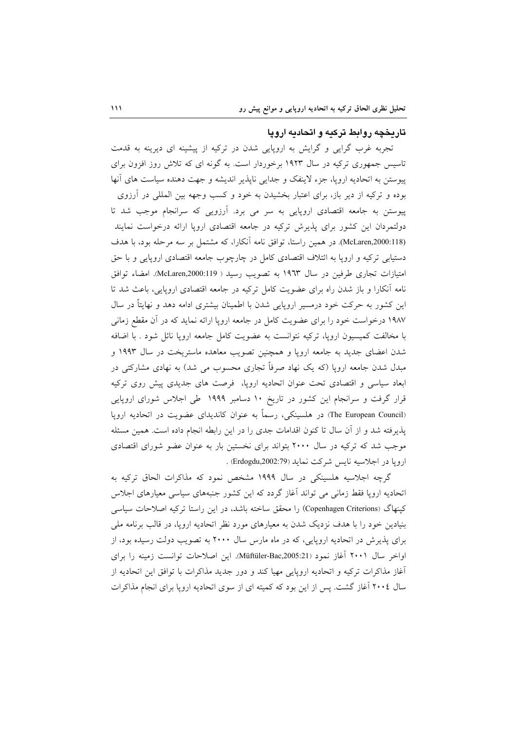## تاریخچه روابط ترکیه و اتحادیه اروپا

تجربه غرب گرایی و گرایش به اروپایی شدن در ترکیه از پیشینه ای دیرینه به قدمت تاسیس جمهوری ترکیه در سال ۱۹۲۳ برخوردار است. به گونه ای که تلاش روز افزون برای پیوستن به اتحادیه اروپا، جزء لاینفک و جدایی ناپذیر اندیشه و جهت دهنده سیاست های آنها بوده و ترکیه از دیر باز، برای اعتبار بخشیدن به خود و کسب وجهه بین المللی در آرزوی پیوستن به جامعه اقتصادی اروپایی به سر می برد. آرزویی که سرانجام موجب شد تا دولتمردان این کشور برای پذیرش ترکیه در جامعه اقتصادی اروپا ارائه درخواست نمایند (McLaren,2000:118). در همین راستا، توافق نامه آنکارا، که مشتمل بر سه مرحله بود، با هدف دستیابی ترکیه و اروپا به ائتلاف اقتصادی کامل در چارچوب جامعه اقتصادی اروپایی و با حق امتیازات تجاری طرفین در سال ۱۹٦۳ به تصویب رسید ( McLaren,2000:119). امضاء توافق نامه آنکارا و باز شدن راه برای عضویت کامل ترکیه در جامعه اقتصادی اروپایی، باعث شد تا این کشور به حرکت خود درمسیر اروپایی شدن با اطمینان بیشتری ادامه دهد و نهایتاً در سال ۱۹۸۷ درخواست خود را برای عضویت کامل در جامعه اروپا ارائه نماید که در آن مقطع زمانی با مخالفت کمیسیون اروپا، ترکیه نتوانست به عضویت کامل جامعه اروپا نائل شود . با اضافه شدن اعضای جدید به جامعه اروپا و همچنین تصویب معاهده ماستریخت در سال ۱۹۹۳ و مبدل شدن جامعه اروپا (که یک نهاد صرفاً تجاری محسوب می شد) به نهادی مشارکتی در ابعاد سیاسی و اقتصادی تحت عنوان اتحادیه اروپا، فرصت های جدیدی پیش روی ترکیه قرار گرفت و سرانجام این کشور در تاریخ ۱۰ دسامبر ۱۹۹۹ طی اجلاس شورای اروپایی (The European Council) در هلسینکی، رسماً به عنوان کاندیدای عضویت در اتحادیه اروپا پذیرفته شد و از آن سال تا کنون اقدامات جدی را در این رابطه انجام داده است. همین مسئله موجب شد که ترکیه در سال ۲۰۰۰ بتواند برای نخستین بار به عنوان عضو شورای اقتصادی اروپا در اجلاسیه نایس شرکت نماید (Erdogdu,2002:79) .

گرچه اجلاسیه هلسینکی در سال ۱۹۹۹ مشخص نمود که مذاکرات الحاق ترکیه به اتحادیه اروپا فقط زمانی می تواند آغاز گردد که این کشور جنبه‌های سیاسی معیارهای اجلاس کپنهاگ (Copenhagen Criterions) را محقق ساخته باشد، در این راستا ترکیه اصلاحات سیاسی بنیادین خود را با هدف نزدیک شدن به معیارهای مورد نظر اتحادیه اروپا، در قالب برنامه ملی برای پذیرش در اتحادیه اروپایی، که در ماه مارس سال ۲۰۰۰ به تصویب دولت رسیده بود، از اواخر سال ۲۰۰۱ آغاز نمود (Müftüler-Bac,2005:21). این اصلاحات توانست زمینه را برای آغاز مذاکرات ترکیه و اتحادیه اروپایی مهیا کند و دور جدید مذاکرات با توافق این اتحادیه از سال ۲۰۰٤ آغاز گشت. پس از این بود که کمیته ای از سوی اتحادیه اروپا برای انجام مذاکرات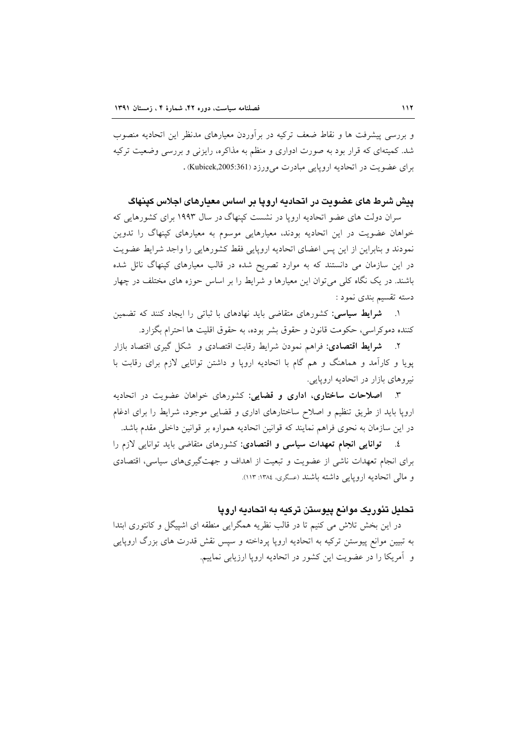و بررسی پیشرفت ها و نقاط ضعف ترکیه در برآوردن معیارهای مدنظر این اتحادیه منصوب شد. کمیته‌ای که قرار بود به صورت ادواری و منظم به مذاکره، رایزنی و بررسی وضعیت ترکیه برای عضویت در اتحادیه اروپایی مبادرت می‌ورزد (Kubicek,2005:361) .

## پیش شرط های عضویت در اتحادیه اروپا بر اساس معیارهای اجلاس کپنهاگ

سران دولت های عضو اتحادیه اروپا در نشست کپنهاگ در سال ۱۹۹۳ برای کشورهایی که خواهان عضویت در این اتحادیه بودند، معیارهایی موسوم به معیارهای کپنهاگ را تدوین نمودند و بنابراین از این پس اعضای اتحادیه اروپایی فقط کشورهایی را واجد شرایط عضویت در این سازمان می دانستند که به موارد تصریح شده در قالب معیارهای کپنهاگ نائل شده باشند. در یک نگاه کلی می‌توان این معیارها و شرایط را بر اساس حوزه های مختلف در چهار دسته تقسیم بندی نمود :

۱. **شرایط سیاسی:** کشورهای متقاضی باید نهادهای با ثباتی را ایجاد کنند که تضمین کننده دموکراسی، حکومت قانون و حقوق بشر بوده، به حقوق اقلیت ها احترام بگزارد.

۲. **شرایط اقتصادی:** فراهم نمودن شرایط رقابت اقتصادی و شکل گیری اقتصاد بازار پویا و کارآمد و هماهنگ و هم گام با اتحادیه اروپا و داشتن توانایی لازم برای رقابت با نیروهای بازار در اتحادیه اروپایی.

۳. **اصلاحات ساختاری، اداری و قضایی:** کشورهای خواهان عضویت در اتحادیه اروپا باید از طریق تنظیم و اصلاح ساختارهای اداری و قضایی موجود، شرایط را برای ادغام در این سازمان به نحوی فراهم نمایند که قوانین اتحادیه همواره بر قوانین داخلی مقدم باشد.

٤. **توانایی انجام تعهدات سیاسی و اقتصادی:** کشورهای متقاضی باید توانایی لازم را برای انجام تعهدات ناشی از عضویت و تبعیت از اهداف و جهت‌گیری‌های سیاسی، اقتصادی و مالی اتحادیه اروپایی داشته باشند (عسگری، ۱۳۸٤: ۱۱۳).

## تحلیل تئوریک موانع پیوستن ترکیه به اتحادیه اروپا

در این بخش تلاش می کنیم تا در قالب نظریه همگرایی منطقه ای اشپیگل و کانتوری ابتدا به تبیین موانع پیوستن ترکیه به اتحادیه اروپا پرداخته و سپس نقش قدرت های بزرگ اروپایی و آمریکا را در عضویت این کشور در اتحادیه اروپا ارزیابی نماییم.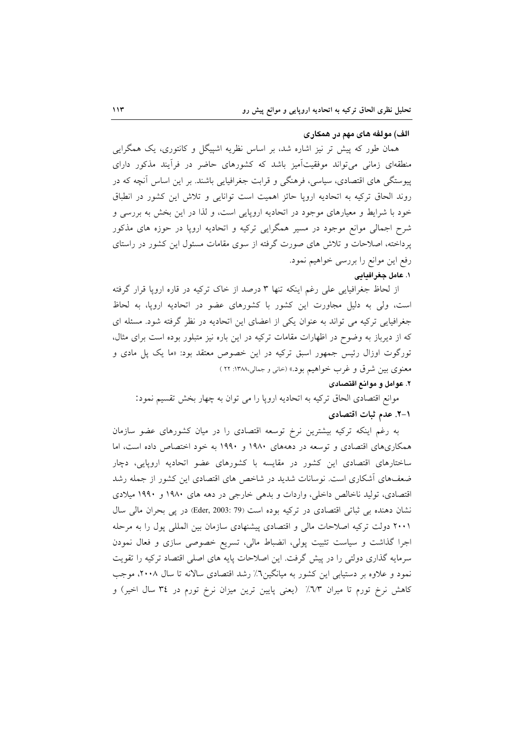### الف) مولفه های مهم در همکاری

همان طور که پیش تر نیز اشاره شد، بر اساس نظریه اشپیگل و کانتوری، یک همگرایی منطقه‌ای زمانی می‌تواند موفقیت‌آمیز باشد که کشورهای حاضر در فرآیند مذکور دارای پیوستگی های اقتصادی، سیاسی، فرهنگی و قرابت جغرافیایی باشند. بر این اساس آنچه که در روند الحاق ترکیه به اتحادیه اروپا حائز اهمیت است توانایی و تلاش این کشور در انطباق خود با شرایط و معیارهای موجود در اتحادیه اروپایی است، و لذا در این بخش به بررسی و شرح اجمالی موانع موجود در مسیر همگرایی ترکیه و اتحادیه اروپا در حوزه های مذکور پرداخته، اصلاحات و تلاش های صورت گرفته از سوی مقامات مسئول این کشور در راستای رفع این موانع را بررسی خواهیم نمود.

#### ۱. عامل جغرافیایی

از لحاظ جغرافیایی علی رغم اینکه تنها ۳ درصد از خاک ترکیه در قاره اروپا قرار گرفته است، ولی به دلیل مجاورت این کشور با کشورهای عضو در اتحادیه اروپا، به لحاظ جغرافیایی ترکیه می تواند به عنوان یکی از اعضای این اتحادیه در نظر گرفته شود. مسئله ای که از دیرباز به وضوح در اظهارات مقامات ترکیه در این باره نیز متبلور بوده است برای مثال، تورگوت اوزال رئیس جمهور اسبق ترکیه در این خصوص معتقد بود: «ما یک پل مادی و معنوی بین شرق و غرب خواهیم بود.» (خانی و جمالی،۱۳۸۸: ۲۲ )

#### ۲. عوامل و موانع اقتصادی

موانع اقتصادی الحاق ترکیه به اتحادیه اروپا را می توان به چهار بخش تقسیم نمود:

#### ۲-۱. عدم ثبات اقتصادی

به رغم اینکه ترکیه بیشترین نرخ توسعه اقتصادی را در میان کشورهای عضو سازمان همکاری‌های اقتصادی و توسعه در دهه‌های ۱۹۸۰ و ۱۹۹۰ به خود اختصاص داده است، اما ساختارهای اقتصادی این کشور در مقایسه با کشورهای عضو اتحادیه اروپایی، دچار ضعف‌های آشکاری است. نوسانات شدید در شاخص های اقتصادی این کشور از جمله رشد اقتصادی، تولید ناخالص داخلی، واردات و بدهی خارجی در دهه های ۱۹۸۰ و ۱۹۹۰ میلادی نشان دهنده بی ثباتی اقتصادی در ترکیه بوده است (Eder, 2003: 79) در پی بحران مالی سال ۲۰۰۱ دولت ترکیه اصلاحات مالی و اقتصادی پیشنهادی سازمان بین المللی پول را به مرحله اجرا گذاشت و سیاست تثبیت پولی، انضباط مالی، تسریع خصوصی سازی و فعال نمودن سرمایه گذاری دولتی را در پیش گرفت. این اصلاحات پایه های اصلی اقتصاد ترکیه را تقویت نمود و علاوه بر دستیابی این کشور به میانگین٦٪ رشد اقتصادی سالانه تا سال ۲۰۰۸، موجب کاهش نرخ تورم تا میزان ٦/٣٪ (یعنی پایین ترین میزان نرخ تورم در ٣٤ سال اخیر) و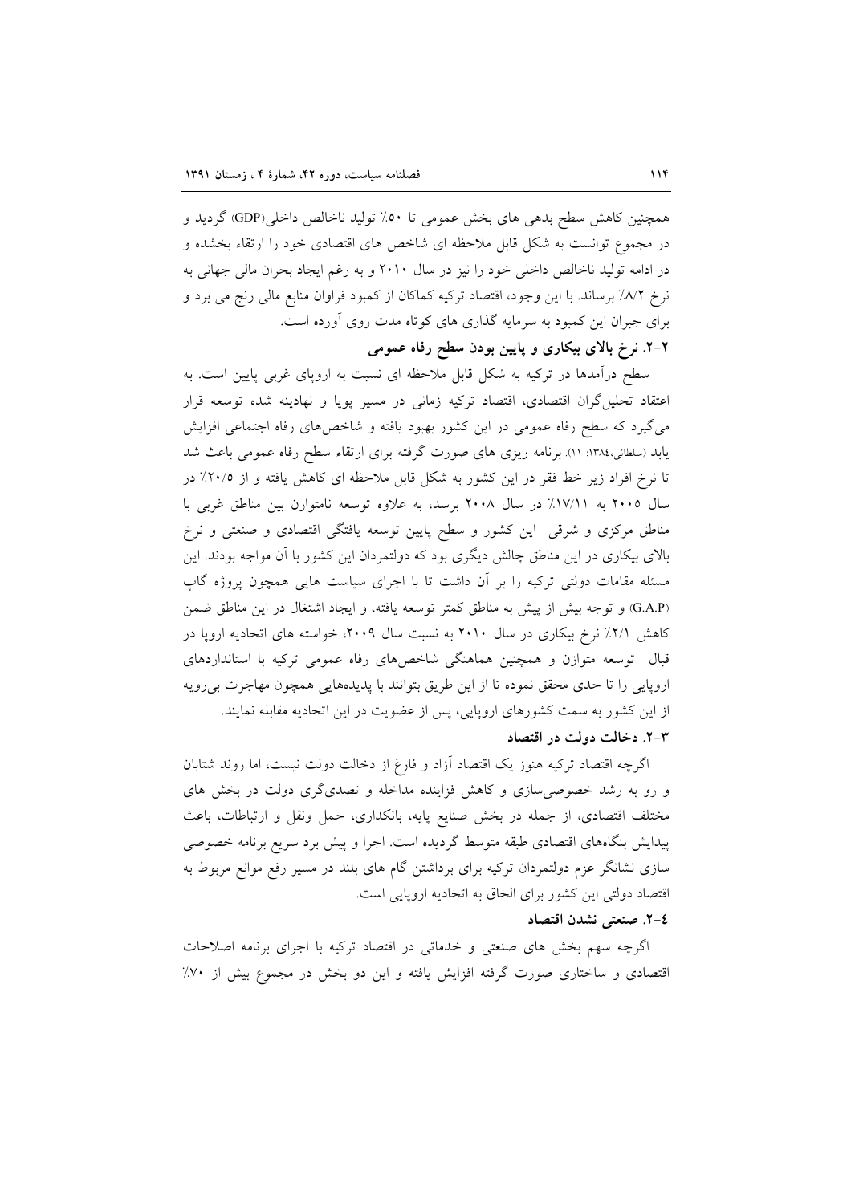همچنین کاهش سطح بدهی های بخش عمومی تا ۵۰٪ تولید ناخالص داخلی(GDP) گردید و در مجموع توانست به شکل قابل ملاحظه ای شاخص های اقتصادی خود را ارتقاء بخشده و در ادامه تولید ناخالص داخلی خود را نیز در سال ۲۰۱۰ و به رغم ایجاد بحران مالی جهانی به نرخ ۸/۲٪ برساند. با این وجود، اقتصاد ترکیه کماکان از کمبود فراوان منابع مالی رنج می برد و برای جبران این کمبود به سرمایه گذاری های کوتاه مدت روی آورده است.

### ۲-۲. نرخ بالای بیکاری و پایین بودن سطح رفاه عمومی

سطح درآمدها در ترکیه به شکل قابل ملاحظه ای نسبت به اروپای غربی پایین است. به اعتقاد تحلیل‌گران اقتصادی، اقتصاد ترکیه زمانی در مسیر پویا و نهادینه شده توسعه قرار می‌گیرد که سطح رفاه عمومی در این کشور بهبود یافته و شاخص‌های رفاه اجتماعی افزایش یابد (سلطانی،۱۳۸٤: ۱۱). برنامه ریزی های صورت گرفته برای ارتقاء سطح رفاه عمومی باعث شد تا نرخ افراد زیر خط فقر در این کشور به شکل قابل ملاحظه ای کاهش یافته و از ۲۰/۵٪ در سال ۲۰۰۵ به ۱۷/۱۱٪ در سال ۲۰۰۸ برسد، به علاوه توسعه نامتوازن بین مناطق غربی با مناطق مرکزی و شرقی این کشور و سطح پایین توسعه یافتگی اقتصادی و صنعتی و نرخ بالای بیکاری در این مناطق چالش دیگری بود که دولتمردان این کشور با آن مواجه بودند. این مسئله مقامات دولتی ترکیه را بر آن داشت تا با اجرای سیاست هایی همچون پروژه گاپ (G.A.P) و توجه بیش از پیش به مناطق کمتر توسعه یافته، و ایجاد اشتغال در این مناطق ضمن کاهش ۲/۱٪ نرخ بیکاری در سال ۲۰۱۰ به نسبت سال ۲۰۰۹، خواسته های اتحادیه اروپا در قبال توسعه متوازن و همچنین هماهنگی شاخص‌های رفاه عمومی ترکیه با استانداردهای اروپایی را تا حدی محقق نموده تا از این طریق بتوانند با پدیده‌هایی همچون مهاجرت بی‌رویه از این کشور به سمت کشورهای اروپایی، پس از عضویت در این اتحادیه مقابله نمایند.

### ۳-۲. دخالت دولت در اقتصاد

اگرچه اقتصاد ترکیه هنوز یک اقتصاد آزاد و فارغ از دخالت دولت نیست، اما روند شتابان و رو به رشد خصوصی‌سازی و کاهش فزاینده مداخله و تصدی‌گری دولت در بخش های مختلف اقتصادی، از جمله در بخش صنایع پایه، بانکداری، حمل ونقل و ارتباطات، باعث پیدایش بنگاه‌های اقتصادی طبقه متوسط گردیده است. اجرا و پیش برد سریع برنامه خصوصی سازی نشانگر عزم دولتمردان ترکیه برای برداشتن گام های بلند در مسیر رفع موانع مربوط به اقتصاد دولتی این کشور برای الحاق به اتحادیه اروپایی است.

### ٤-۲. صنعتی نشدن اقتصاد

اگرچه سهم بخش های صنعتی و خدماتی در اقتصاد ترکیه با اجرای برنامه اصلاحات اقتصادی و ساختاری صورت گرفته افزایش یافته و این دو بخش در مجموع بیش از ۷۰٪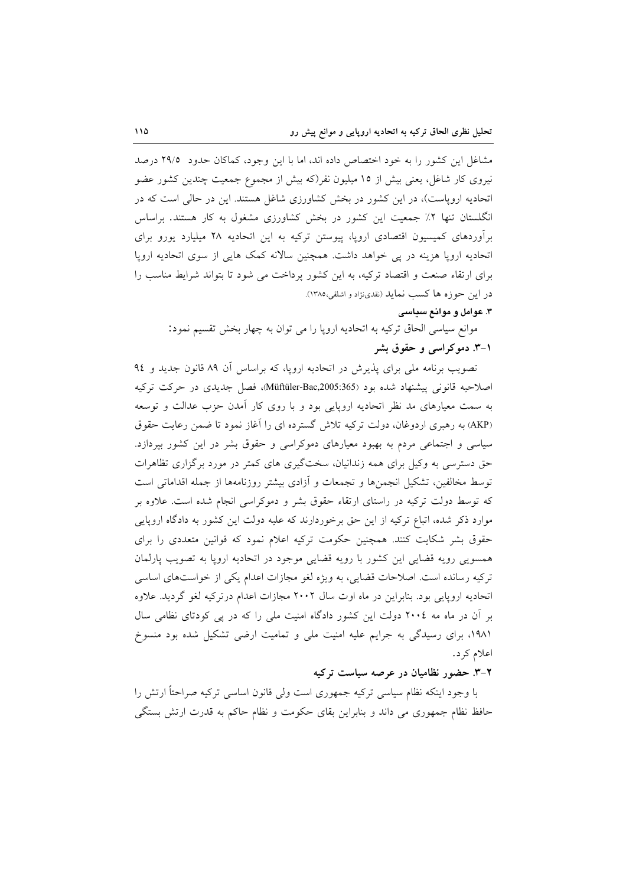مشاغل این کشور را به خود اختصاص داده اند، اما با این وجود، کماکان حدود ۲۹/۵ درصد نیروی کار شاغل، یعنی بیش از ۱۵ میلیون نفر(که بیش از مجموع جمعیت چندین کشور عضو اتحادیه اروپاست)، در این کشور در بخش کشاورزی شاغل هستند. این در حالی است که در انگلستان تنها ۲٪ جمعیت این کشور در بخش کشاورزی مشغول به کار هستند. براساس برآوردهای کمیسیون اقتصادی اروپا، پیوستن ترکیه به این اتحادیه ۲۸ میلیارد یورو برای اتحادیه اروپا هزینه در پی خواهد داشت. همچنین سالانه کمک هایی از سوی اتحادیه اروپا برای ارتقاء صنعت و اقتصاد ترکیه، به این کشور پرداخت می شود تا بتواند شرایط مناسب را در این حوزه ها کسب نماید (نقدی‌نژاد و اشلقی،۱۳۸۵).

### ۳. عوامل و موانع سیاسی

موانع سیاسی الحاق ترکیه به اتحادیه اروپا را می توان به چهار بخش تقسیم نمود:

#### ۳-۱. دموکراسی و حقوق بشر

تصویب برنامه ملی برای پذیرش در اتحادیه اروپا، که براساس آن ۸۹ قانون جدید و ۹٤ اصلاحیه قانونی پیشنهاد شده بود (Müftüler-Bac,2005:365)، فصل جدیدی در حرکت ترکیه به سمت معیارهای مد نظر اتحادیه اروپایی بود و با روی کار آمدن حزب عدالت و توسعه (AKP) به رهبری اردوغان، دولت ترکیه تلاش گسترده ای را آغاز نمود تا ضمن رعایت حقوق سیاسی و اجتماعی مردم به بهبود معیارهای دموکراسی و حقوق بشر در این کشور بپردازد. حق دسترسی به وکیل برای همه زندانیان، سخت‌گیری های کمتر در مورد برگزاری تظاهرات توسط مخالفین، تشکیل انجمن‌ها و تجمعات و آزادی بیشتر روزنامه‌ها از جمله اقداماتی است که توسط دولت ترکیه در راستای ارتقاء حقوق بشر و دموکراسی انجام شده است. علاوه بر موارد ذکر شده، اتباع ترکیه از این حق برخوردارند که علیه دولت این کشور به دادگاه اروپایی حقوق بشر شکایت کنند. همچنین حکومت ترکیه اعلام نمود که قوانین متعددی را برای همسویی رویه قضایی این کشور با رویه قضایی موجود در اتحادیه اروپا به تصویب پارلمان ترکیه رسانده است. اصلاحات قضایی، به ویژه لغو مجازات اعدام یکی از خواست‌های اساسی اتحادیه اروپایی بود. بنابراین در ماه اوت سال ۲۰۰۲ مجازات اعدام درترکیه لغو گردید. علاوه بر آن در ماه مه ۲۰۰٤ دولت این کشور دادگاه امنیت ملی را که در پی کودتای نظامی سال ۱۹۸۱، برای رسیدگی به جرایم علیه امنیت ملی و تمامیت ارضی تشکیل شده بود منسوخ اعلام کرد.

#### ۳-۲. حضور نظامیان در عرصه سیاست ترکیه

با وجود اینکه نظام سیاسی ترکیه جمهوری است ولی قانون اساسی ترکیه صراحتاً ارتش را حافظ نظام جمهوری می داند و بنابراین بقای حکومت و نظام حاکم به قدرت ارتش بستگی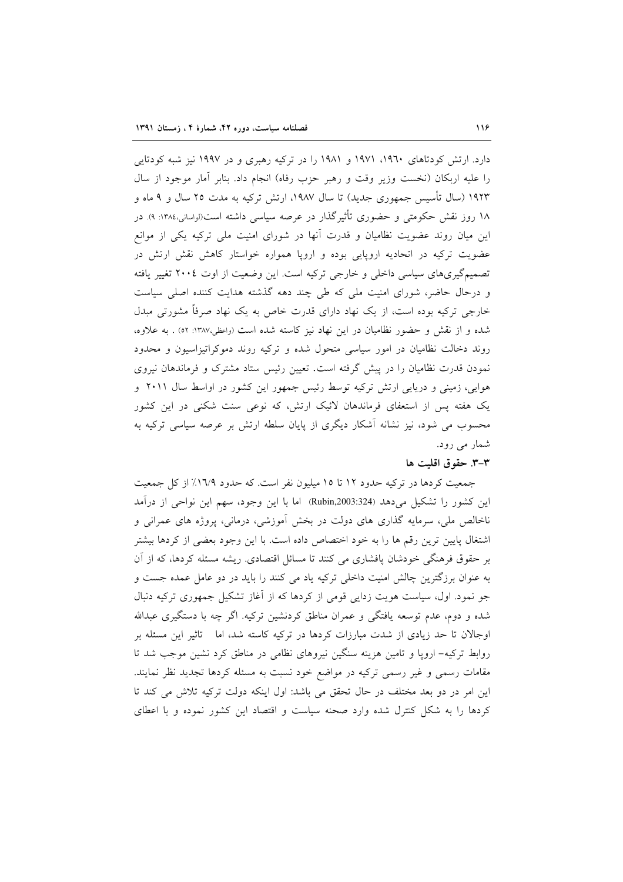دارد. ارتش کودتاهای ۱۹۶۰، ۱۹۷۱ و ۱۹۸۱ را در ترکیه رهبری و در ۱۹۹۷ نیز شبه کودتایی را علیه اربکان (نخست وزیر وقت و رهبر حزب رفاه) انجام داد. بنابر آمار موجود از سال ۱۹۲۳ (سال تأسیس جمهوری جدید) تا سال ۱۹۸۷، ارتش ترکیه به مدت ۲۵ سال و ۹ ماه و ۱۸ روز نقش حکومتی و حضوری تأثیرگذار در عرصه سیاسی داشته است(لواسانی،۱۳۸٤: ۹). در این میان روند عضویت نظامیان و قدرت آنها در شورای امنیت ملی ترکیه یکی از موانع عضویت ترکیه در اتحادیه اروپایی بوده و اروپا همواره خواستار کاهش نقش ارتش در تصمیم‌گیری‌های سیاسی داخلی و خارجی ترکیه است. این وضعیت از اوت ۲۰۰٤ تغییر یافته و درحال حاضر، شورای امنیت ملی که طی چند دهه گذشته هدایت کننده اصلی سیاست خارجی ترکیه بوده است، از یک نهاد دارای قدرت خاص به یک نهاد صرفاً مشورتی مبدل شده و از نقش و حضور نظامیان در این نهاد نیز کاسته شده است (واعظی،۱۳۸۷: ۵۲) . به علاوه، روند دخالت نظامیان در امور سیاسی متحول شده و ترکیه روند دموکراتیزاسیون و محدود نمودن قدرت نظامیان را در پیش گرفته است. تعیین رئیس ستاد مشترک و فرماندهان نیروی هوایی، زمینی و دریایی ارتش ترکیه توسط رئیس جمهور این کشور در اواسط سال ۲۰۱۱ و یک هفته پس از استعفای فرماندهان لائیک ارتش، که نوعی سنت شکنی در این کشور محسوب می شود، نیز نشانه آشکار دیگری از پایان سلطه ارتش بر عرصه سیاسی ترکیه به شمار می رود.

### ۳-۳. حقوق اقلیت ها

جمعیت کردها در ترکیه حدود ۱۲ تا ۱۵ میلیون نفر است. که حدود ۱۶/۹٪ از کل جمعیت این کشور را تشکیل می‌دهد (Rubin,2003:324) اما با این وجود، سهم این نواحی از درآمد ناخالص ملی، سرمایه گذاری های دولت در بخش آموزشی، درمانی، پروژه های عمرانی و اشتغال پایین ترین رقم ها را به خود اختصاص داده است. با این وجود بعضی از کردها بیشتر بر حقوق فرهنگی خودشان پافشاری می کنند تا مسائل اقتصادی. ریشه مسئله کردها، که از آن به عنوان برزگترین چالش امنیت داخلی ترکیه یاد می کنند را باید در دو عامل عمده جست و جو نمود. اول، سیاست هویت زدایی قومی از کردها که از آغاز تشکیل جمهوری ترکیه دنبال شده و دوم، عدم توسعه یافتگی و عمران مناطق کردنشین ترکیه. اگر چه با دستگیری عبدالله اوجالان تا حد زیادی از شدت مبارزات کردها در ترکیه کاسته شد، اما تاثیر این مسئله بر روابط ترکیه- اروپا و تامین هزینه سنگین نیروهای نظامی در مناطق کرد نشین موجب شد تا مقامات رسمی و غیر رسمی ترکیه در مواضع خود نسبت به مسئله کردها تجدید نظر نمایند. این امر در دو بعد مختلف در حال تحقق می باشد: اول اینکه دولت ترکیه تلاش می کند تا کردها را به شکل کنترل شده وارد صحنه سیاست و اقتصاد این کشور نموده و با اعطای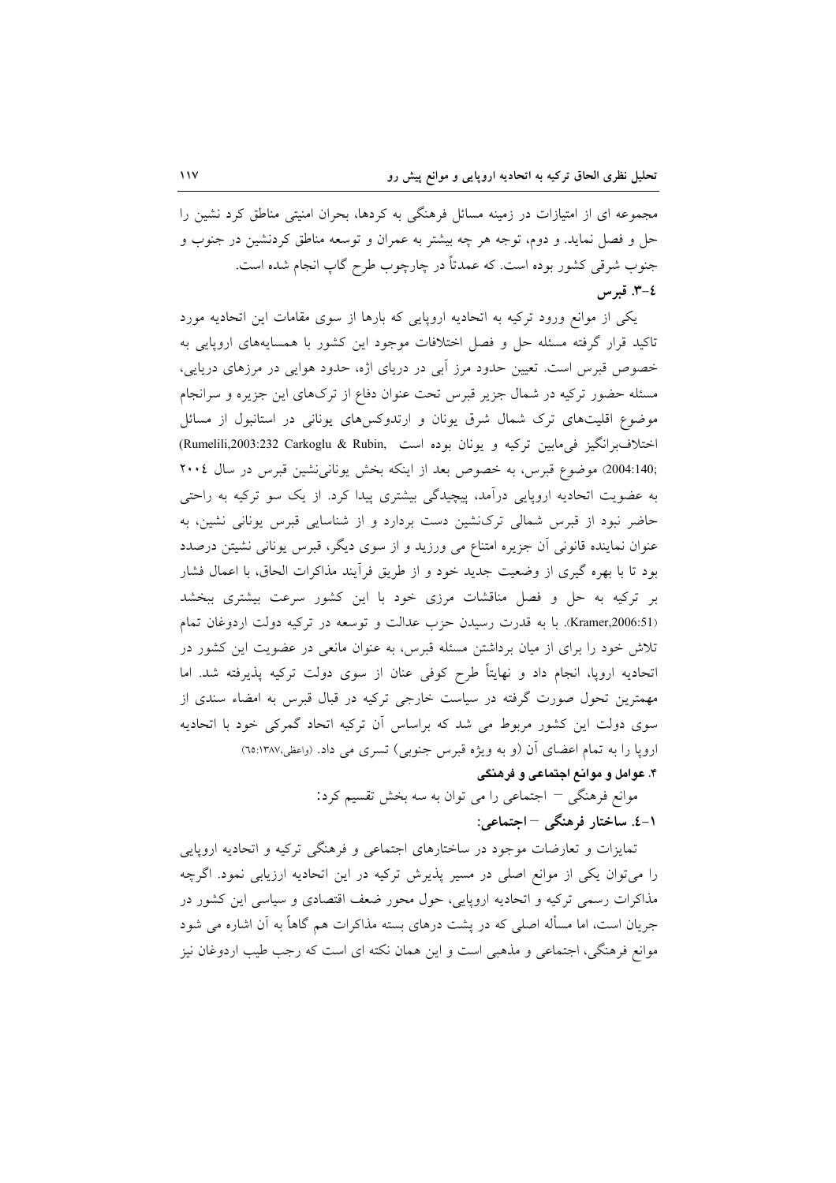مجموعه ای از امتیازات در زمینه مسائل فرهنگی به کردها، بحران امنیتی مناطق کرد نشین را حل و فصل نماید. و دوم، توجه هر چه بیشتر به عمران و توسعه مناطق کردنشین در جنوب و جنوب شرقی کشور بوده است. که عمدتاً در چارچوب طرح گاپ انجام شده است.

### ٤-٣. قبرس

یکی از موانع ورود ترکیه به اتحادیه اروپایی که بارها از سوی مقامات این اتحادیه مورد تاکید قرار گرفته مسئله حل و فصل اختلافات موجود این کشور با همسایه‌های اروپایی به خصوص قبرس است. تعیین حدود مرز آبی در دریای اژه، حدود هوایی در مرزهای دریایی، مسئله حضور ترکیه در شمال جزیر قبرس تحت عنوان دفاع از ترک‌های این جزیره و سرانجام موضوع اقلیت‌های ترک شمال شرق یونان و ارتدوکس‌های یونانی در استانبول از مسائل اختلاف‌برانگیز فی‌مابین ترکیه و یونان بوده است (Rumelili,2003:232 Carkoglu & Rubin, 2004:140;) موضوع قبرس، به خصوص بعد از اینکه بخش یونانی‌نشین قبرس در سال ۲۰۰٤ به عضویت اتحادیه اروپایی درآمد، پیچیدگی بیشتری پیدا کرد. از یک سو ترکیه به راحتی حاضر نبود از قبرس شمالی ترک‌نشین دست بردارد و از شناسایی قبرس یونانی نشین، به عنوان نماینده قانونی آن جزیره امتناع می ورزید و از سوی دیگر، قبرس یونانی نشین درصدد بود تا با بهره گیری از وضعیت جدید خود و از طریق فرآیند مذاکرات الحاق، با اعمال فشار بر ترکیه به حل و فصل مناقشات مرزی خود با این کشور سرعت بیشتری ببخشد (Kramer,2006:51). با به قدرت رسیدن حزب عدالت و توسعه در ترکیه دولت اردوغان تمام تلاش خود را برای از میان برداشتن مسئله قبرس، به عنوان مانعی در عضویت این کشور در اتحادیه اروپا، انجام داد و نهایتاً طرح کوفی عنان از سوی دولت ترکیه پذیرفته شد. اما مهمترین تحول صورت گرفته در سیاست خارجی ترکیه در قبال قبرس به امضاء سندی از سوی دولت این کشور مربوط می شد که براساس آن ترکیه اتحاد گمرکی خود با اتحادیه اروپا را به تمام اعضای آن (و به ویژه قبرس جنوبی) تسری می داد. (واعظی،۱۳۸۷:٦٥)

## ٤. عوامل و موانع اجتماعی و فرهنگی

موانع فرهنگی – اجتماعی را می توان به سه بخش تقسیم کرد:

### ١-٤. ساختار فرهنگی – اجتماعی:

تمایزات و تعارضات موجود در ساختارهای اجتماعی و فرهنگی ترکیه و اتحادیه اروپایی را می‌توان یکی از موانع اصلی در مسیر پذیرش ترکیه در این اتحادیه ارزیابی نمود. اگرچه مذاکرات رسمی ترکیه و اتحادیه اروپایی، حول محور ضعف اقتصادی و سیاسی این کشور در جریان است، اما مسأله اصلی که در پشت درهای بسته مذاکرات هم گاهاً به آن اشاره می شود موانع فرهنگی، اجتماعی و مذهبی است و این همان نکته ای است که رجب طیب اردوغان نیز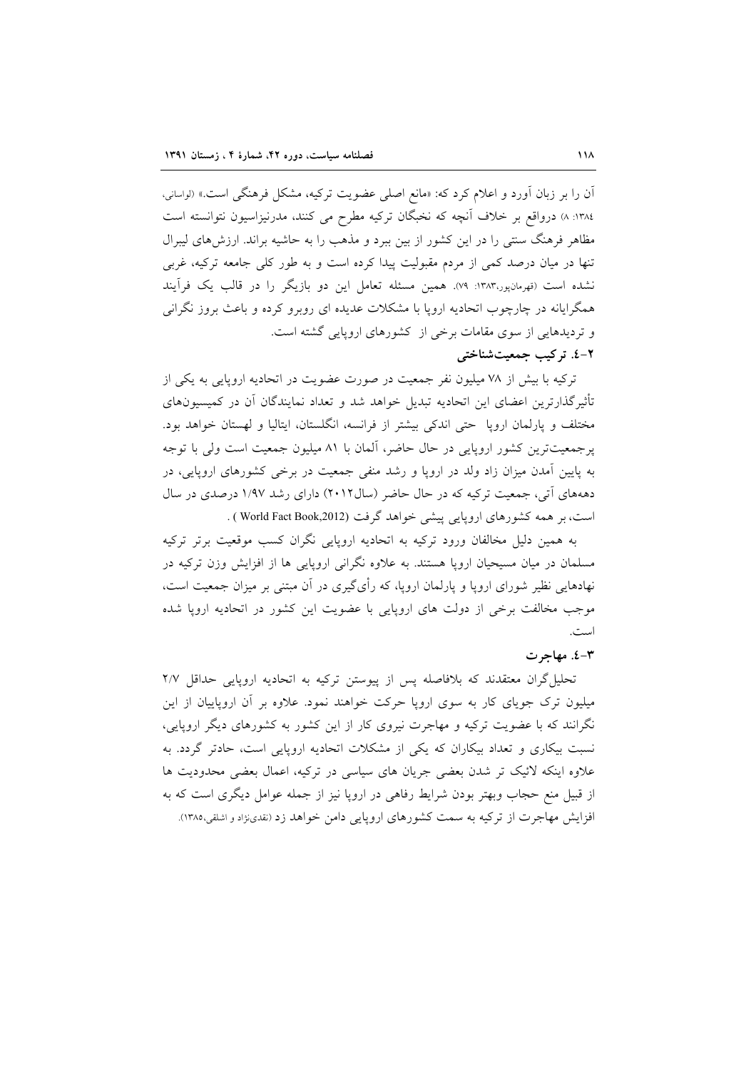آن را بر زبان آورد و اعلام کرد که: «مانع اصلی عضویت ترکیه، مشکل فرهنگی است.» (لواسانی، ۱۳۸٤: ۸) درواقع بر خلاف آنچه که نخبگان ترکیه مطرح می کنند، مدرنیزاسیون نتوانسته است مظاهر فرهنگ سنتی را در این کشور از بین ببرد و مذهب را به حاشیه براند. ارزش‌های لیبرال تنها در میان درصد کمی از مردم مقبولیت پیدا کرده است و به طور کلی جامعه ترکیه، غربی نشده است (قهرمان‌پور،۱۳۸۳: ۷۹). همین مسئله تعامل این دو بازیگر را در قالب یک فرآیند همگرایانه در چارچوب اتحادیه اروپا با مشکلات عدیده ای روبرو کرده و باعث بروز نگرانی و تردیدهایی از سوی مقامات برخی از کشورهای اروپایی گشته است.

### ۲-٤. ترکیب جمعیت‌شناختی

ترکیه با بیش از ۷۸ میلیون نفر جمعیت در صورت عضویت در اتحادیه اروپایی به یکی از تأثیرگذارترین اعضای این اتحادیه تبدیل خواهد شد و تعداد نمایندگان آن در کمیسیون‌های مختلف و پارلمان اروپا حتی اندکی بیشتر از فرانسه، انگلستان، ایتالیا و لهستان خواهد بود. پرجمعیت‌ترین کشور اروپایی در حال حاضر، آلمان با ۸۱ میلیون جمعیت است ولی با توجه به پایین آمدن میزان زاد ولد در اروپا و رشد منفی جمعیت در برخی کشورهای اروپایی، در دهه‌های آتی، جمعیت ترکیه که در حال حاضر (سال۲۰۱۲) دارای رشد ۱/۹۷ درصدی در سال است، بر همه کشورهای اروپایی پیشی خواهد گرفت (World Fact Book,2012) .

به همین دلیل مخالفان ورود ترکیه به اتحادیه اروپایی نگران کسب موقعیت برتر ترکیه مسلمان در میان مسیحیان اروپا هستند. به علاوه نگرانی اروپایی ها از افزایش وزن ترکیه در نهادهایی نظیر شورای اروپا و پارلمان اروپا، که رأی‌گیری در آن مبتنی بر میزان جمعیت است، موجب مخالفت برخی از دولت های اروپایی با عضویت این کشور در اتحادیه اروپا شده است.

### ۳-٤. مهاجرت

تحلیل‌گران معتقدند که بلافاصله پس از پیوستن ترکیه به اتحادیه اروپایی حداقل ۲/۷ میلیون ترک جویای کار به سوی اروپا حرکت خواهند نمود. علاوه بر آن اروپاییان از این نگرانند که با عضویت ترکیه و مهاجرت نیروی کار از این کشور به کشورهای دیگر اروپایی، نسبت بیکاری و تعداد بیکاران که یکی از مشکلات اتحادیه اروپایی است، حادتر گردد. به علاوه اینکه لائیک تر شدن بعضی جریان های سیاسی در ترکیه، اعمال بعضی محدودیت ها از قبیل منع حجاب وبهتر بودن شرایط رفاهی در اروپا نیز از جمله عوامل دیگری است که به افزایش مهاجرت از ترکیه به سمت کشورهای اروپایی دامن خواهد زد (نقدی‌نژاد و اشلقی،۱۳۸۵).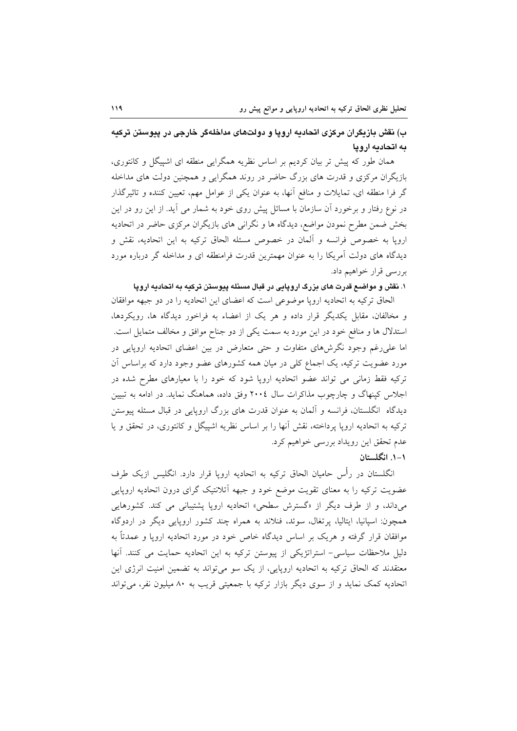## ب) نقش بازیگران مرکزی اتحادیه اروپا و دولت‌های مداخله‌گر خارجی در پیوستن ترکیه به اتحادیه اروپا

همان طور که پیش تر بیان کردیم بر اساس نظریه همگرایی منطقه ای اشپیگل و کانتوری، بازیگران مرکزی و قدرت های بزرگ حاضر در روند همگرایی و همچنین دولت های مداخله گر فرا منطقه ای، تمایلات و منافع آنها، به عنوان یکی از عوامل مهم، تعیین کننده و تاثیرگذار در نوع رفتار و برخورد آن سازمان با مسائل پیش روی خود به شمار می آید. از این رو در این بخش ضمن مطرح نمودن مواضع، دیدگاه ها و نگرانی های بازیگران مرکزی حاضر در اتحادیه اروپا به خصوص فرانسه و آلمان در خصوص مسئله الحاق ترکیه به این اتحادیه، نقش و دیدگاه های دولت آمریکا را به عنوان مهمترین قدرت فرامنطقه ای و مداخله گر درباره مورد بررسی قرار خواهیم داد.

### ۱. نقش و مواضع قدرت های بزرگ اروپایی در قبال مسئله پیوستن ترکیه به اتحادیه اروپا

الحاق ترکیه به اتحادیه اروپا موضوعی است که اعضای این اتحادیه را در دو جبهه موافقان و مخالفان، مقابل یکدیگر قرار داده و هر یک از اعضاء به فراخور دیدگاه ها، رویکردها، استدلال ها و منافع خود در این مورد به سمت یکی از دو جناح موافق و مخالف متمایل است. اما علی‌رغم وجود نگرش‌های متفاوت و حتی متعارض در بین اعضای اتحادیه اروپایی در مورد عضویت ترکیه، یک اجماع کلی در میان همه کشورهای عضو وجود دارد که براساس آن ترکیه فقط زمانی می تواند عضو اتحادیه اروپا شود که خود را با معیارهای مطرح شده در اجلاس کپنهاگ و چارچوب مذاکرات سال ۲۰۰٤ وفق داده، هماهنگ نماید. در ادامه به تبیین دیدگاه انگلستان، فرانسه و آلمان به عنوان قدرت های بزرگ اروپایی در قبال مسئله پیوستن ترکیه به اتحادیه اروپا پرداخته، نقش آنها را بر اساس نظریه اشپیگل و کانتوری، در تحقق و یا عدم تحقق این رویداد بررسی خواهیم کرد.

#### ۱-۱. انگلستان

انگلستان در رأس حامیان الحاق ترکیه به اتحادیه اروپا قرار دارد. انگلیس ازیک طرف عضویت ترکیه را به معنای تقویت موضع خود و جبهه آتلانتیک گرای درون اتحادیه اروپایی می‌داند، و از طرف دیگر از «گسترش سطحی» اتحادیه اروپا پشتیبانی می کند. کشورهایی همچون: اسپانیا، ایتالیا، پرتغال، سوئد، فنلاند به همراه چند کشور اروپایی دیگر در اردوگاه موافقان قرار گرفته و هریک بر اساس دیدگاه خاص خود در مورد اتحادیه اروپا و عمدتاً به دلیل ملاحظات سیاسی- استراتژیکی از پیوستن ترکیه به این اتحادیه حمایت می کنند. آنها معتقدند که الحاق ترکیه به اتحادیه اروپایی، از یک سو می‌تواند به تضمین امنیت انرژی این اتحادیه کمک نماید و از سوی دیگر بازار ترکیه با جمعیتی قریب به ۸۰ میلیون نفر، می‌تواند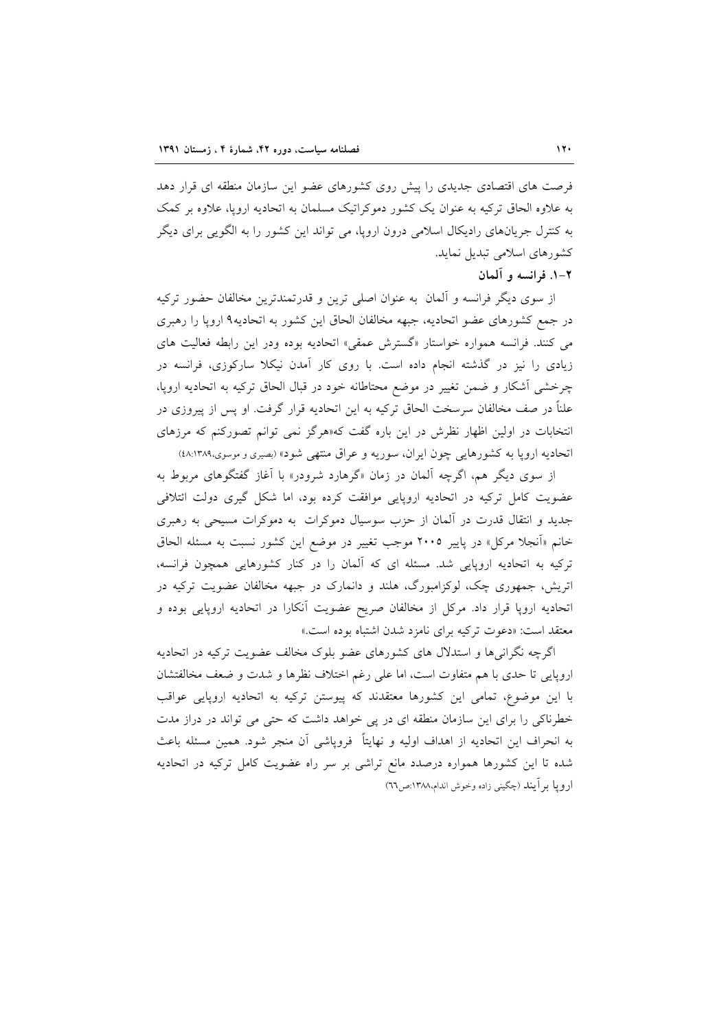فرصت های اقتصادی جدیدی را پیش روی کشورهای عضو این سازمان منطقه ای قرار دهد به علاوه الحاق ترکیه به عنوان یک کشور دموکراتیک مسلمان به اتحادیه اروپا، علاوه بر کمک به کنترل جریان‌های رادیکال اسلامی درون اروپا، می تواند این کشور را به الگویی برای دیگر کشورهای اسلامی تبدیل نماید.

### ۲-۱. فرانسه و آلمان

از سوی دیگر فرانسه و آلمان به عنوان اصلی ترین و قدرتمندترین مخالفان حضور ترکیه در جمع کشورهای عضو اتحادیه، جبهه مخالفان الحاق این کشور به اتحادیه۹ اروپا را رهبری می کنند. فرانسه همواره خواستار «گسترش عمقی» اتحادیه بوده ودر این رابطه فعالیت های زیادی را نیز در گذشته انجام داده است. با روی کار آمدن نیکلا سارکوزی، فرانسه در چرخشی آشکار و ضمن تغییر در موضع محتاطانه خود در قبال الحاق ترکیه به اتحادیه اروپا، علناً در صف مخالفان سرسخت الحاق ترکیه به این اتحادیه قرار گرفت. او پس از پیروزی در انتخابات در اولین اظهار نظرش در این باره گفت که«هرگز نمی توانم تصورکنم که مرزهای اتحادیه اروپا به کشورهایی چون ایران، سوریه و عراق منتهی شود» (بصیری و موسوی،۱۳۸۹:۴۸)

از سوی دیگر هم، اگرچه آلمان در زمان «گرهارد شرودر» با آغاز گفتگوهای مربوط به عضویت کامل ترکیه در اتحادیه اروپایی موافقت کرده بود، اما شکل گیری دولت ائتلافی جدید و انتقال قدرت در آلمان از حزب سوسیال دموکرات به دموکرات مسیحی به رهبری خانم «آنجلا مرکل» در پاییز ۲۰۰۵ موجب تغییر در موضع این کشور نسبت به مسئله الحاق ترکیه به اتحادیه اروپایی شد. مسئله ای که آلمان را در کنار کشورهایی همچون فرانسه، اتریش، جمهوری چک، لوکزامبورگ، هلند و دانمارک در جبهه مخالفان عضویت ترکیه در اتحادیه اروپا قرار داد. مرکل از مخالفان صریح عضویت آنکارا در اتحادیه اروپایی بوده و معتقد است: «دعوت ترکیه برای نامزد شدن اشتباه بوده است.»

اگرچه نگرانی‌ها و استدلال های کشورهای عضو بلوک مخالف عضویت ترکیه در اتحادیه اروپایی تا حدی با هم متفاوت است، اما علی رغم اختلاف نظرها و شدت و ضعف مخالفتشان با این موضوع، تمامی این کشورها معتقدند که پیوستن ترکیه به اتحادیه اروپایی عواقب خطرناکی را برای این سازمان منطقه ای در پی خواهد داشت که حتی می تواند در دراز مدت به انحراف این اتحادیه از اهداف اولیه و نهایتاً فروپاشی آن منجر شود. همین مسئله باعث شده تا این کشورها همواره درصدد مانع تراشی بر سر راه عضویت کامل ترکیه در اتحادیه اروپا برآیند (چگینی زاده وخوش اندام،۱۳۸۸:ص۶۶)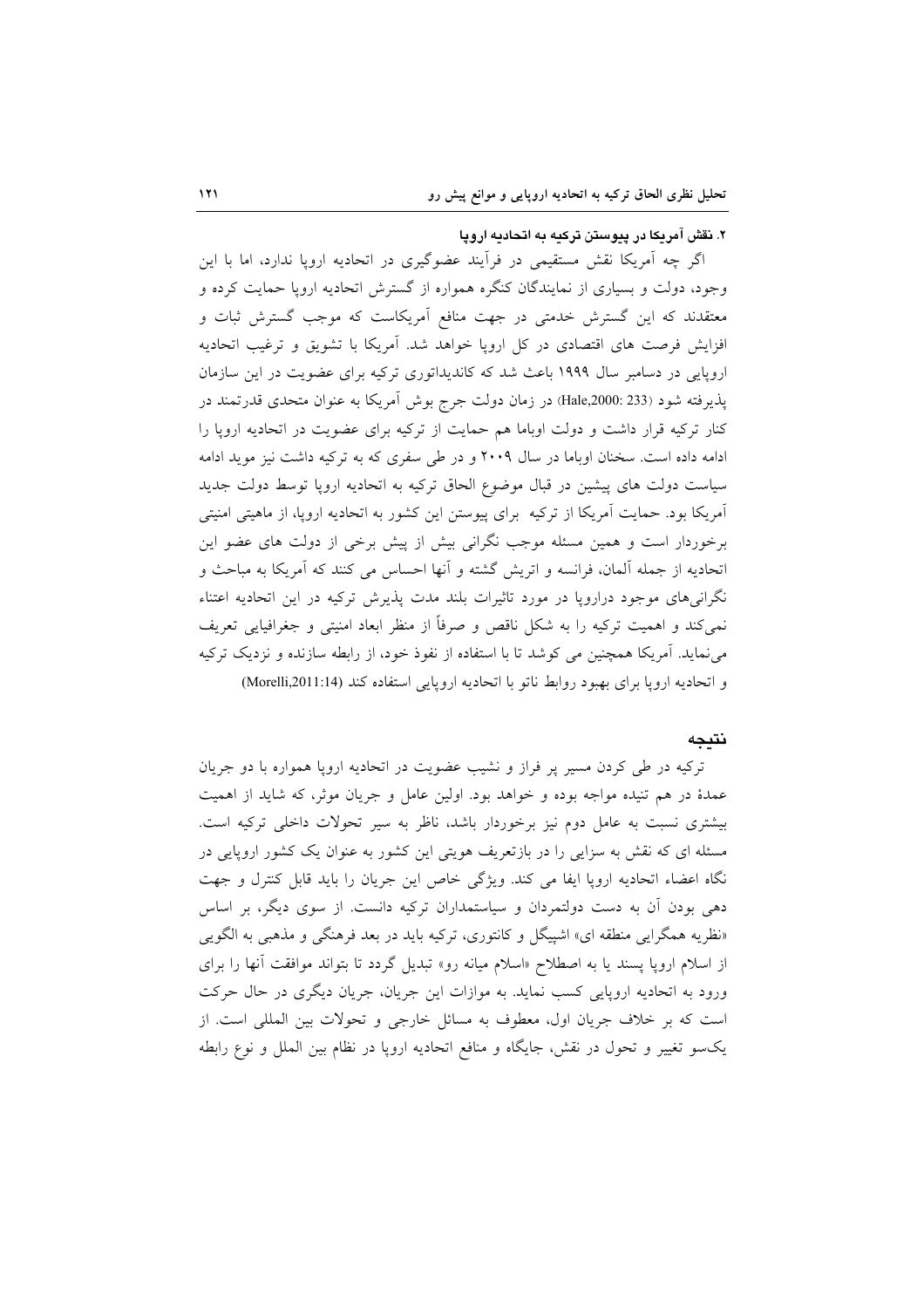### ۲. نقش آمریکا در پیوستن ترکیه به اتحادیه اروپا

اگر چه آمریکا نقش مستقیمی در فرآیند عضوگیری در اتحادیه اروپا ندارد، اما با این وجود، دولت و بسیاری از نمایندگان کنگره همواره از گسترش اتحادیه اروپا حمایت کرده و معتقدند که این گسترش خدمتی در جهت منافع آمریکاست که موجب گسترش ثبات و افزایش فرصت های اقتصادی در کل اروپا خواهد شد. آمریکا با تشویق و ترغیب اتحادیه اروپایی در دسامبر سال ۱۹۹۹ باعث شد که کاندیداتوری ترکیه برای عضویت در این سازمان پذیرفته شود (Hale,2000: 233) در زمان دولت جرج بوش آمریکا به عنوان متحدی قدرتمند در کنار ترکیه قرار داشت و دولت اوباما هم حمایت از ترکیه برای عضویت در اتحادیه اروپا را ادامه داده است. سخنان اوباما در سال ۲۰۰۹ و در طی سفری که به ترکیه داشت نیز موید ادامه سیاست دولت های پیشین در قبال موضوع الحاق ترکیه به اتحادیه اروپا توسط دولت جدید آمریکا بود. حمایت آمریکا از ترکیه برای پیوستن این کشور به اتحادیه اروپا، از ماهیتی امنیتی برخوردار است و همین مسئله موجب نگرانی بیش از پیش برخی از دولت های عضو این اتحادیه از جمله آلمان، فرانسه و اتریش گشته و آنها احساس می کنند که آمریکا به مباحث و نگرانی‌های موجود دراروپا در مورد تاثیرات بلند مدت پذیرش ترکیه در این اتحادیه اعتناء نمی‌کند و اهمیت ترکیه را به شکل ناقص و صرفاً از منظر ابعاد امنیتی و جغرافیایی تعریف می‌نماید. آمریکا همچنین می کوشد تا با استفاده از نفوذ خود، از رابطه سازنده و نزدیک ترکیه و اتحادیه اروپا برای بهبود روابط ناتو با اتحادیه اروپایی استفاده کند (Morelli,2011:14)

## نتیجه

ترکیه در طی کردن مسیر پر فراز و نشیب عضویت در اتحادیه اروپا همواره با دو جریان عمدهٔ در هم تنیده مواجه بوده و خواهد بود. اولین عامل و جریان موثر، که شاید از اهمیت بیشتری نسبت به عامل دوم نیز برخوردار باشد، ناظر به سیر تحولات داخلی ترکیه است. مسئله ای که نقش به سزایی را در بازتعریف هویتی این کشور به عنوان یک کشور اروپایی در نگاه اعضاء اتحادیه اروپا ایفا می کند. ویژگی خاص این جریان را باید قابل کنترل و جهت دهی بودن آن به دست دولتمردان و سیاستمداران ترکیه دانست. از سوی دیگر، بر اساس «نظریه همگرایی منطقه ای» اشپیگل و کانتوری، ترکیه باید در بعد فرهنگی و مذهبی به الگویی از اسلام اروپا پسند یا به اصطلاح «اسلام میانه رو» تبدیل گردد تا بتواند موافقت آنها را برای ورود به اتحادیه اروپایی کسب نماید. به موازات این جریان، جریان دیگری در حال حرکت است که بر خلاف جریان اول، معطوف به مسائل خارجی و تحولات بین المللی است. از یک‌سو تغییر و تحول در نقش، جایگاه و منافع اتحادیه اروپا در نظام بین الملل و نوع رابطه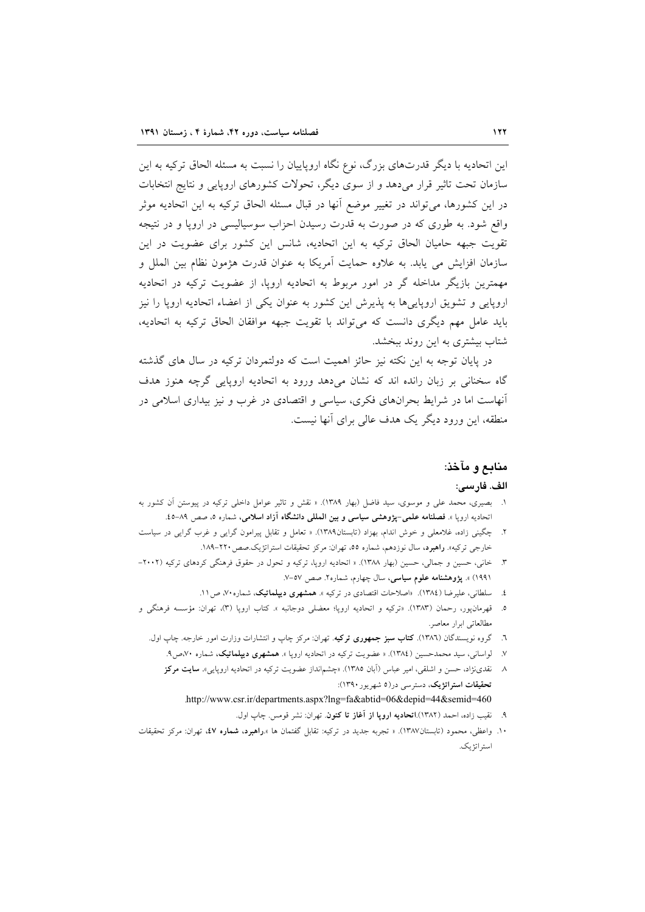این اتحادیه با دیگر قدرت‌های بزرگ، نوع نگاه اروپاییان را نسبت به مسئله الحاق ترکیه به این سازمان تحت تاثیر قرار می‌دهد و از سوی دیگر، تحولات کشورهای اروپایی و نتایج انتخابات در این کشورها، می‌تواند در تغییر موضع آنها در قبال مسئله الحاق ترکیه به این اتحادیه موثر واقع شود. به طوری که در صورت به قدرت رسیدن احزاب سوسیالیسی در اروپا و در نتیجه تقویت جبهه حامیان الحاق ترکیه به این اتحادیه، شانس این کشور برای عضویت در این سازمان افزایش می یابد. به علاوه حمایت آمریکا به عنوان قدرت هژمون نظام بین الملل و مهمترین بازیگر مداخله گر در امور مربوط به اتحادیه اروپا، از عضویت ترکیه در اتحادیه اروپایی و تشویق اروپایی‌ها به پذیرش این کشور به عنوان یکی از اعضاء اتحادیه اروپا را نیز باید عامل مهم دیگری دانست که می‌تواند با تقویت جبهه موافقان الحاق ترکیه به اتحادیه، شتاب بیشتری به این روند ببخشد.

در پایان توجه به این نکته نیز حائز اهمیت است که دولتمردان ترکیه در سال های گذشته گاه سخنانی بر زبان رانده اند که نشان می‌دهد ورود به اتحادیه اروپایی گرچه هنوز هدف آنهاست اما در شرایط بحران‌های فکری، سیاسی و اقتصادی در غرب و نیز بیداری اسلامی در منطقه، این ورود دیگر یک هدف عالی برای آنها نیست.

## منابع و مآخذ:

### الف. فارسی:

۱. بصیری، محمد علی و موسوی، سید فاضل (بهار ۱۳۸۹). « نقش و تاثیر عوامل داخلی ترکیه در پیوستن آن کشور به اتحادیه اروپا ». **فصلنامه علمی-پژوهشی سیاسی و بین المللی دانشگاه آزاد اسلامی**، شماره ۵، صص ۸۹-۴۵.

۲. چگینی زاده، غلامعلی و خوش اندام، بهزاد (تابستان۱۳۸۹). « تعامل و تقابل پیرامون گرایی و غرب گرایی در سیاست خارجی ترکیه». **راهبرد**، سال نوزدهم، شماره ۵۵، تهران: مرکز تحقیقات استراتژیک.صص۲۲۰-۱۸۹.

۳. خانی، حسین و جمالی، حسین (بهار ۱۳۸۸). « اتحادیه اروپا، ترکیه و تحول در حقوق فرهنگی کردهای ترکیه (۲۰۰۲-۱۹۹۱) ». **پژوهشنامه علوم سیاسی**، سال چهارم، شماره۲. صص ۵۷-۷.

۴. سلطانی، علیرضا (۱۳۸۴). «اصلاحات اقتصادی در ترکیه ». **همشهری دیپلماتیک**، شماره۷۰، ص۱۱.

۵. قهرمان‌پور، رحمان (۱۳۸۳). «ترکیه و اتحادیه اروپا؛ معضلی دوجانبه ». کتاب اروپا (۳)، تهران: مؤسسه فرهنگی و مطالعاتی ابرار معاصر.

۶. گروه نویسندگان (۱۳۸۶). **کتاب سبز جمهوری ترکیه**. تهران: مرکز چاپ و انتشارات وزارت امور خارجه. چاپ اول.

۷. لواسانی، سید محمدحسین (۱۳۸۴). « عضویت ترکیه در اتحادیه اروپا ». **همشهری دیپلماتیک**، شماره ۷۰،ص۹.

۸. نقدی‌نژاد، حسن و اشلقی، امیر عباس (آبان ۱۳۸۵). «چشم‌انداز عضویت ترکیه در اتحادیه اروپایی». **سایت مرکز تحقیقات استراتژیک**، دسترسی در(۵ شهریور۱۳۹۰):
http://www.csr.ir/departments.aspx?lng=fa&abtid=06&depid=44&semid=460.

۹. نقیب زاده، احمد (۱۳۸۲).**اتحادیه اروپا از آغاز تا کنون**. تهران: نشر قومس. چاپ اول.

۱۰. واعظی، محمود (تابستان۱۳۸۷). « تجربه جدید در ترکیه: تقابل گفتمان ها ».**راهبرد، شماره ۴۷**، تهران: مرکز تحقیقات استراتژیک.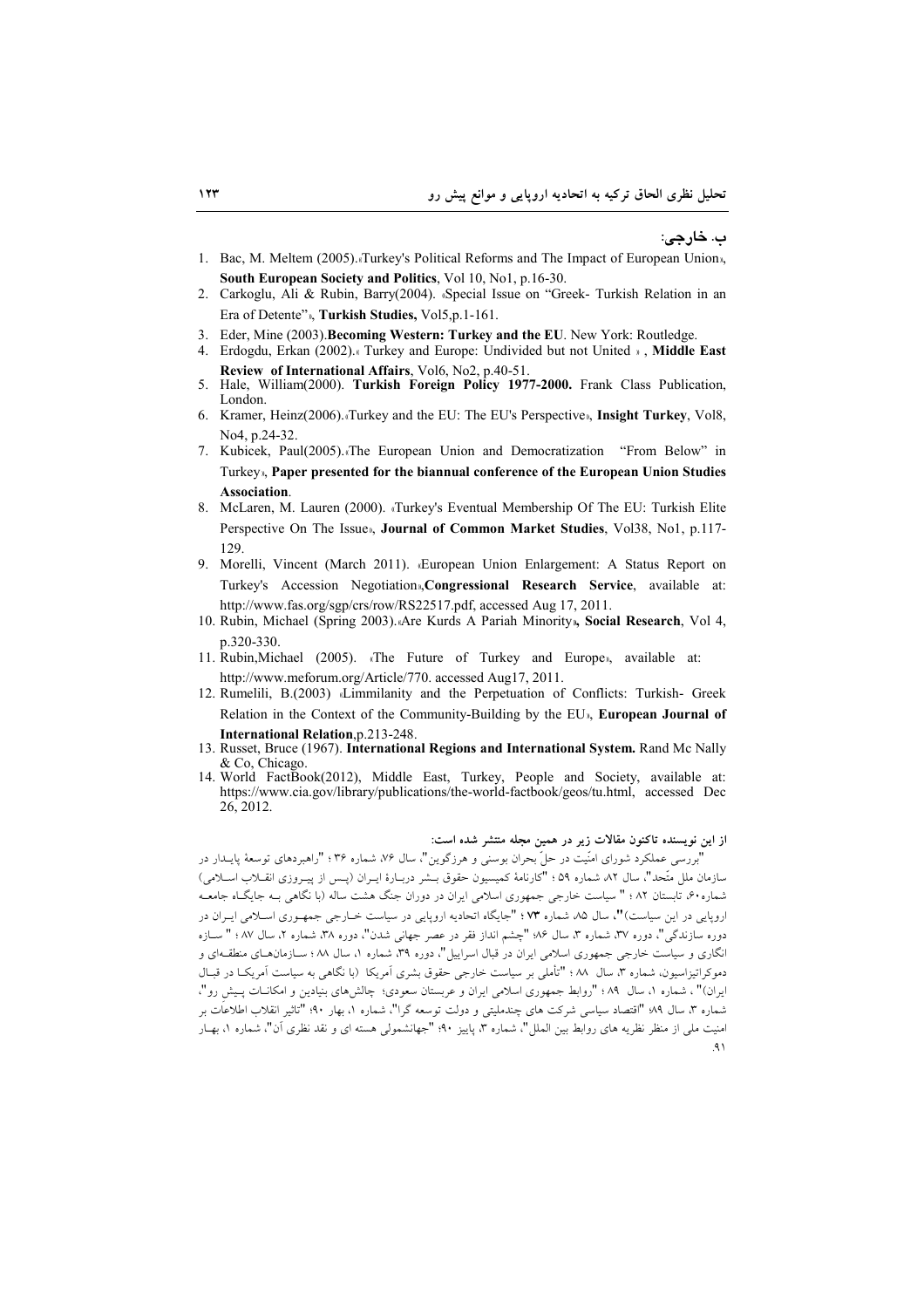### ب. خارجی:

1. Bac, M. Meltem (2005).«Turkey's Political Reforms and The Impact of European Union», **South European Society and Politics**, Vol 10, No1, p.16-30.
2. Carkoglu, Ali & Rubin, Barry(2004). «Special Issue on "Greek- Turkish Relation in an Era of Detente"», **Turkish Studies,** Vol5,p.1-161.
3. Eder, Mine (2003).**Becoming Western: Turkey and the EU**. New York: Routledge.
4. Erdogdu, Erkan (2002).« Turkey and Europe: Undivided but not United » , **Middle East Review of International Affairs**, Vol6, No2, p.40-51.
5. Hale, William(2000). **Turkish Foreign Policy 1977-2000.** Frank Class Publication, London.
6. Kramer, Heinz(2006).«Turkey and the EU: The EU's Perspective», **Insight Turkey**, Vol8, No4, p.24-32.
7. Kubicek, Paul(2005).«The European Union and Democratization "From Below" in Turkey», **Paper presented for the biannual conference of the European Union Studies Association**.
8. McLaren, M. Lauren (2000). «Turkey's Eventual Membership Of The EU: Turkish Elite Perspective On The Issue», **Journal of Common Market Studies**, Vol38, No1, p.117-129.
9. Morelli, Vincent (March 2011). «European Union Enlargement: A Status Report on Turkey's Accession Negotiation»,**Congressional Research Service**, available at: http://www.fas.org/sgp/crs/row/RS22517.pdf, accessed Aug 17, 2011.
10. Rubin, Michael (Spring 2003).«Are Kurds A Pariah Minority», **Social Research**, Vol 4, p.320-330.
11. Rubin,Michael (2005). «The Future of Turkey and Europe», available at: http://www.meforum.org/Article/770. accessed Aug17, 2011.
12. Rumelili, B.(2003) «Limmilanity and the Perpetuation of Conflicts: Turkish- Greek Relation in the Context of the Community-Building by the EU», **European Journal of International Relation**,p.213-248.
13. Russet, Bruce (1967). **International Regions and International System.** Rand Mc Nally & Co, Chicago.
14. World FactBook(2012), Middle East, Turkey, People and Society, available at: https://www.cia.gov/library/publications/the-world-factbook/geos/tu.html, accessed Dec 26, 2012.

**از این نویسنده تاکنون مقالات زیر در همین مجله منتشر شده است:**

"بررسی عملکرد شورای امنیت در حلّ بحران بوسنی و هرزگوین"، سال ۷۶، شماره ۳۶ ؛ "راهبردهای توسعهٔ پایدار در سازمان ملل متّحد"، سال ۸۲، شماره ۵۹ ؛ "کارنامهٔ کمیسیون حقوق بشر دربارهٔ ایران (پس از پیروزی انقلاب اسلامی) شماره۶۰، تابستان ۸۲ ؛ " سیاست خارجی جمهوری اسلامی ایران در دوران جنگ هشت ساله (با نگاهی به جایگاه جامعه اروپایی در این سیاست)"، سال ۸۵، شماره **۷۳** ؛ "جایگاه اتحادیه اروپایی در سیاست خارجی جمهوری اسلامی ایران در دوره سازندگی"، دوره ۳۷، شماره ۳، سال ۸۶؛ "چشم انداز فقر در عصر جهانی شدن"، دوره ۳۸، شماره ۲، سال ۸۷ ؛ " سازه انگاری و سیاست خارجی جمهوری اسلامی ایران در قبال اسراییل"، دوره ۳۹، شماره ۱، سال ۸۸ ؛ سازمان‌های منطقه‌ای و دموکراتیزاسیون، شماره ۳، سال ۸۸ ؛ "تأملی بر سیاست خارجی حقوق بشری آمریکا (با نگاهی به سیاست آمریکا در قبال ایران)" ، شماره ۱، سال ۸۹ ؛ "روابط جمهوری اسلامی ایران و عربستان سعودی؛ چالش‌های بنیادین و امکانات پیش رو"، شماره ۳، سال ۸۹؛ "اقتصاد سیاسی شرکت های چندملیتی و دولت توسعه گرا"، شماره ۱، بهار ۹۰؛ "تاثیر انقلاب اطلاعات بر امنیت ملی از منظر نظریه های روابط بین الملل"، شماره ۳، پاییز ۹۰؛ "جهانشمولی هسته ای و نقد نظری آن"، شماره ۱، بهار ۹۱.